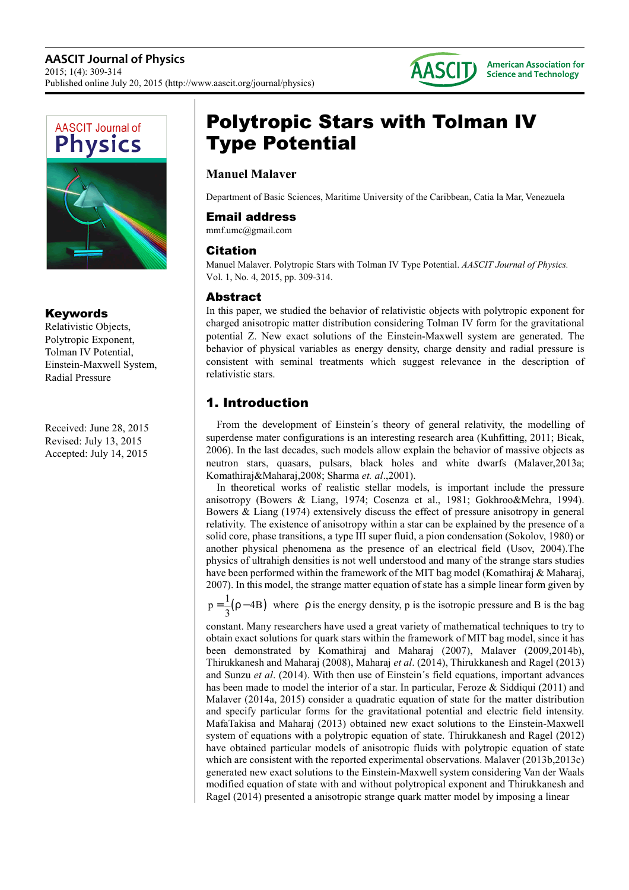# Polytropic Stars with Tolman IV Type Potential

**Manuel Malaver**

Department of Basic Sciences, Maritime University of the Caribbean, Catia la Mar, Venezuela

## Email address

mmf.umc@gmail.com

## Citation

Manuel Malaver. Polytropic Stars with Tolman IV Type Potential. *AASCIT Journal of Physics.* Vol. 1, No. 4, 2015, pp. 309-314.

## Keywords

Relativistic Objects, Polytropic Exponent, Tolman IV Potential, Einstein-Maxwell System, Radial Pressure

Received: June 28, 2015
Revised: July 13, 2015
Accepted: July 14, 2015

## Abstract

In this paper, we studied the behavior of relativistic objects with polytropic exponent for charged anisotropic matter distribution considering Tolman IV form for the gravitational potential Z. New exact solutions of the Einstein-Maxwell system are generated. The behavior of physical variables as energy density, charge density and radial pressure is consistent with seminal treatments which suggest relevance in the description of relativistic stars.

## 1. Introduction

From the development of Einstein´s theory of general relativity, the modelling of superdense mater configurations is an interesting research area (Kuhfitting, 2011; Bicak, 2006). In the last decades, such models allow explain the behavior of massive objects as neutron stars, quasars, pulsars, black holes and white dwarfs (Malaver,2013a; Komathiraj&Maharaj,2008; Sharma *et. al*.,2001).

In theoretical works of realistic stellar models, is important include the pressure anisotropy (Bowers & Liang, 1974; Cosenza et al., 1981; Gokhroo&Mehra, 1994). Bowers & Liang (1974) extensively discuss the effect of pressure anisotropy in general relativity. The existence of anisotropy within a star can be explained by the presence of a solid core, phase transitions, a type III super fluid, a pion condensation (Sokolov, 1980) or another physical phenomena as the presence of an electrical field (Usov, 2004).The physics of ultrahigh densities is not well understood and many of the strange stars studies have been performed within the framework of the MIT bag model (Komathiraj & Maharaj, 2007). In this model, the strange matter equation of state has a simple linear form given by $p=\frac{1}{3}(\rho-4B)$ where $\rho$ is the energy density, p is the isotropic pressure and B is the bag constant. Many researchers have used a great variety of mathematical techniques to try to obtain exact solutions for quark stars within the framework of MIT bag model, since it has been demonstrated by Komathiraj and Maharaj (2007), Malaver (2009,2014b), Thirukkanesh and Maharaj (2008), Maharaj *et al*. (2014), Thirukkanesh and Ragel (2013) and Sunzu *et al*. (2014). With then use of Einstein´s field equations, important advances has been made to model the interior of a star. In particular, Feroze & Siddiqui (2011) and Malaver (2014a, 2015) consider a quadratic equation of state for the matter distribution and specify particular forms for the gravitational potential and electric field intensity. MafaTakisa and Maharaj (2013) obtained new exact solutions to the Einstein-Maxwell system of equations with a polytropic equation of state. Thirukkanesh and Ragel (2012) have obtained particular models of anisotropic fluids with polytropic equation of state which are consistent with the reported experimental observations. Malaver (2013b,2013c) generated new exact solutions to the Einstein-Maxwell system considering Van der Waals modified equation of state with and without polytropical exponent and Thirukkanesh and Ragel (2014) presented a anisotropic strange quark matter model by imposing a linear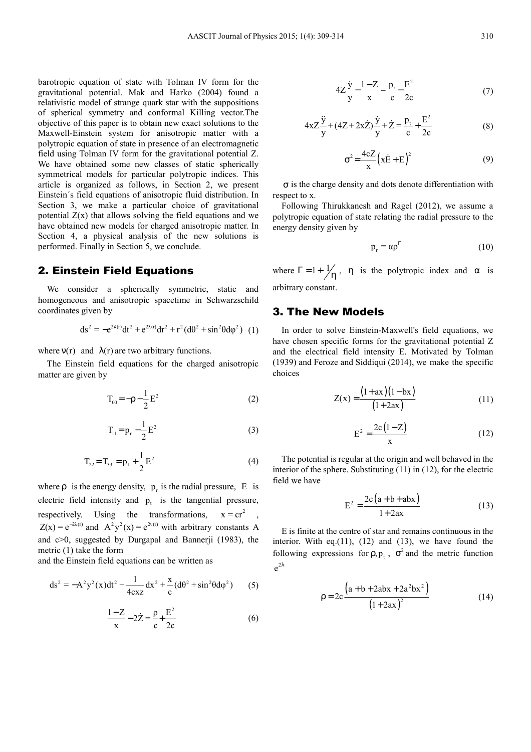barotropic equation of state with Tolman IV form for the gravitational potential. Mak and Harko (2004) found a relativistic model of strange quark star with the suppositions of spherical symmetry and conformal Killing vector.The objective of this paper is to obtain new exact solutions to the Maxwell-Einstein system for anisotropic matter with a polytropic equation of state in presence of an electromagnetic field using Tolman IV form for the gravitational potential Z. We have obtained some new classes of static spherically symmetrical models for particular polytropic indices. This article is organized as follows, in Section 2, we present Einstein´s field equations of anisotropic fluid distribution. In Section 3, we make a particular choice of gravitational potential Z(x) that allows solving the field equations and we have obtained new models for charged anisotropic matter. In Section 4, a physical analysis of the new solutions is performed. Finally in Section 5, we conclude.

## 2. Einstein Field Equations

We consider a spherically symmetric, static and homogeneous and anisotropic spacetime in Schwarzschild coordinates given by

$$ds^2 = -e^{2\nu(r)}dt^2 + e^{2\lambda(r)}dr^2 + r^2(d\theta^2 + \sin^2\theta d\varphi^2) \quad (1)$$

where $\nu(r)$ and $\lambda(r)$ are two arbitrary functions.

The Einstein field equations for the charged anisotropic matter are given by

$$T_{00} = -\rho - \frac{1}{2}E^2 \quad (2)$$

$$T_{11} = p_r - \frac{1}{2}E^2 \quad (3)$$

$$T_{22} = T_{33} = p_t + \frac{1}{2}E^2 \quad (4)$$

where $\rho$ is the energy density, $p_r$ is the radial pressure, E is electric field intensity and $p_t$ is the tangential pressure, respectively. Using the transformations, $x = cr^2$, $Z(x) = e^{-2\lambda(r)}$ and $A^2y^2(x) = e^{2\nu(r)}$ with arbitrary constants A and c>0, suggested by Durgapal and Bannerjі (1983), the metric (1) take the form

and the Einstein field equations can be written as

$$ds^2 = -A^2y^2(x)dt^2 + \frac{1}{4cxz}dx^2 + \frac{x}{c}(d\theta^2 + \sin^2\theta d\varphi^2) \quad (5)$$

$$\frac{1-Z}{x} - 2\dot{Z} = \frac{\rho}{c} + \frac{E^2}{2c} \quad (6)$$

$$4Z\frac{\dot{y}}{y} - \frac{1-Z}{x} = \frac{p_r}{c} - \frac{E^2}{2c} \quad (7)$$

$$4xZ\frac{\ddot{y}}{y} + (4Z + 2x\dot{Z})\frac{\dot{y}}{y} + \dot{Z} = \frac{p_t}{c} + \frac{E^2}{2c} \quad (8)$$

$$\sigma^2 = \frac{4cZ}{x}\left(x\dot{E} + E\right)^2 \quad (9)$$

$\sigma$ is the charge density and dots denote differentiation with respect to x.

Following Thirukkanesh and Ragel (2012), we assume a polytropic equation of state relating the radial pressure to the energy density given by

$$p_r = \alpha\rho^{\Gamma} \quad (10)$$

where $\Gamma = 1 + 1/\eta$, $\eta$ is the polytropic index and $\alpha$ is arbitrary constant.

## 3. The New Models

In order to solve Einstein-Maxwell's field equations, we have chosen specific forms for the gravitational potential Z and the electrical field intensity E. Motivated by Tolman (1939) and Feroze and Siddiqui (2014), we make the specific choices

$$Z(x) = \frac{(1+ax)(1-bx)}{(1+2ax)} \quad (11)$$

$$E^2 = \frac{2c(1-Z)}{x} \quad (12)$$

The potential is regular at the origin and well behaved in the interior of the sphere. Substituting (11) in (12), for the electric field we have

$$E^2 = \frac{2c(a+b+abx)}{1+2ax} \quad (13)$$

E is finite at the centre of star and remains continuous in the interior. With eq.(11), (12) and (13), we have found the following expressions for $\rho, p_t$, $\sigma^2$ and the metric function $e^{2\lambda}$

$$\rho = 2c\frac{(a+b+2abx+2a^2bx^2)}{(1+2ax)^2} \quad (14)$$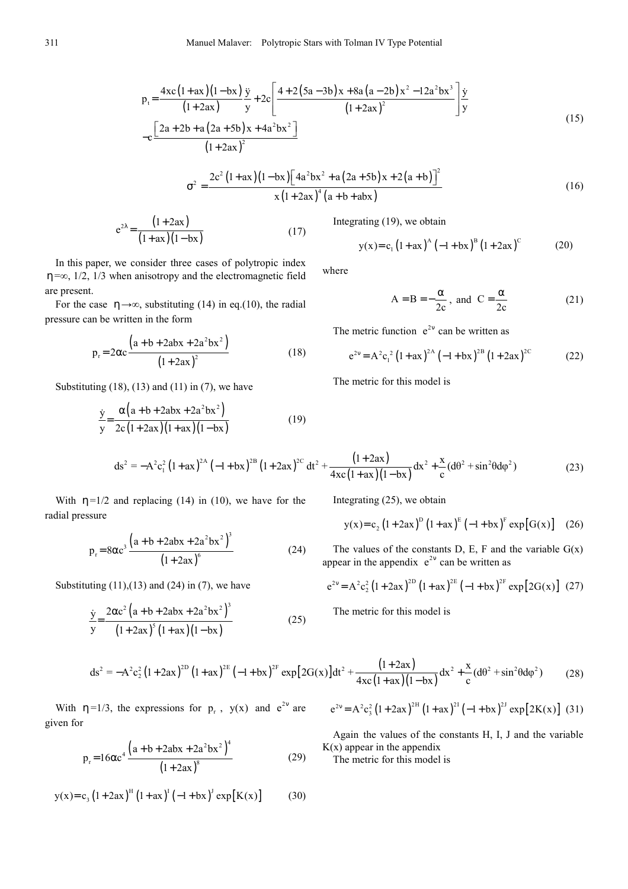$$p_t = \frac{4xc(1+ax)(1-bx)}{(1+2ax)}\frac{\ddot{y}}{y} + 2c\left[\frac{4+2(5a-3b)x+8a(a-2b)x^2-12a^2bx^3}{(1+2ax)^2}\right]\frac{\dot{y}}{y} - c\frac{\left[2a+2b+a(2a+5b)x+4a^2bx^2\right]}{(1+2ax)^2} \tag{15}$$

$$\sigma^2 = \frac{2c^2(1+ax)(1-bx)\left[4a^2bx^2+a(2a+5b)x+2(a+b)\right]^2}{x(1+2ax)^4(a+b+abx)} \tag{16}$$

$$e^{2\lambda} = \frac{(1+2ax)}{(1+ax)(1-bx)} \tag{17}$$

In this paper, we consider three cases of polytropic index $\eta$=∞, 1/2, 1/3 when anisotropy and the electromagnetic field are present.

For the case $\eta \to \infty$, substituting (14) in eq.(10), the radial pressure can be written in the form

$$p_r = 2\alpha c\frac{\left(a+b+2abx+2a^2bx^2\right)}{(1+2ax)^2} \tag{18}$$

Substituting (18), (13) and (11) in (7), we have

$$\frac{\dot{y}}{y} = \frac{\alpha\left(a+b+2abx+2a^2bx^2\right)}{2c(1+2ax)(1+ax)(1-bx)} \tag{19}$$

Integrating (19), we obtain

$$y(x) = c_1(1+ax)^A(-1+bx)^B(1+2ax)^C \tag{20}$$

where

$$A = B = -\frac{\alpha}{2c}, \text{ and } C = \frac{\alpha}{2c} \tag{21}$$

The metric function $e^{2\nu}$ can be written as

$$e^{2\nu} = A^2c_1^2(1+ax)^{2A}(-1+bx)^{2B}(1+2ax)^{2C} \tag{22}$$

The metric for this model is

$$ds^2 = -A^2c_1^2(1+ax)^{2A}(-1+bx)^{2B}(1+2ax)^{2C}dt^2 + \frac{(1+2ax)}{4xc(1+ax)(1-bx)}dx^2 + \frac{x}{c}(d\theta^2+\sin^2\theta d\varphi^2) \tag{23}$$

With $\eta$=1/2 and replacing (14) in (10), we have for the radial pressure

$$p_r = 8\alpha c^3\frac{\left(a+b+2abx+2a^2bx^2\right)^3}{(1+2ax)^6} \tag{24}$$

Substituting (11),(13) and (24) in (7), we have

$$\frac{\dot{y}}{y} = \frac{2\alpha c^2\left(a+b+2abx+2a^2bx^2\right)^3}{(1+2ax)^5(1+ax)(1-bx)} \tag{25}$$

Integrating (25), we obtain

$$y(x) = c_2(1+2ax)^D(1+ax)^E(-1+bx)^F\exp[G(x)] \tag{26}$$

The values of the constants D, E, F and the variable G(x) appear in the appendix $e^{2\nu}$ can be written as

$$e^{2\nu} = A^2c_2^2(1+2ax)^{2D}(1+ax)^{2E}(-1+bx)^{2F}\exp[2G(x)] \tag{27}$$

The metric for this model is

$$ds^2 = -A^2c_2^2(1+2ax)^{2D}(1+ax)^{2E}(-1+bx)^{2F}\exp[2G(x)]dt^2 + \frac{(1+2ax)}{4xc(1+ax)(1-bx)}dx^2 + \frac{x}{c}(d\theta^2+\sin^2\theta d\varphi^2) \tag{28}$$

With $\eta$=1/3, the expressions for $p_r$, $y(x)$ and $e^{2\nu}$ are given for

$$p_r = 16\alpha c^4\frac{\left(a+b+2abx+2a^2bx^2\right)^4}{(1+2ax)^8} \tag{29}$$

$$y(x) = c_3(1+2ax)^H(1+ax)^I(-1+bx)^J\exp[K(x)] \tag{30}$$

$$e^{2\nu} = A^2c_3^2(1+2ax)^{2H}(1+ax)^{2I}(-1+bx)^{2J}\exp[2K(x)] \tag{31}$$

Again the values of the constants H, I, J and the variable K(x) appear in the appendix

The metric for this model is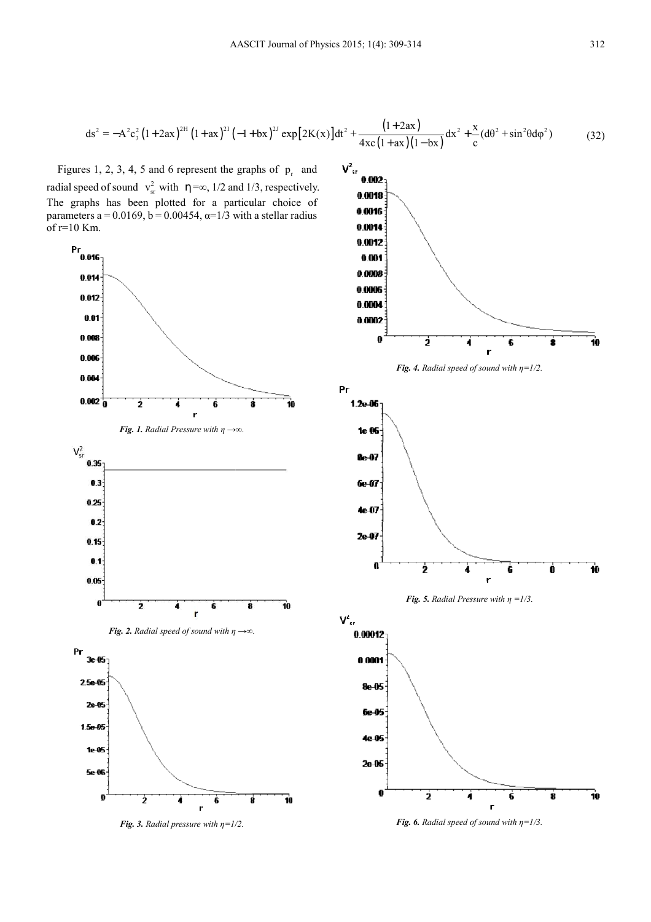$$ds^2 = -A^2c_3^2\left(1+2ax\right)^{2H}\left(1+ax\right)^{2I}\left(-1+bx\right)^{2J}\exp\left[2K(x)\right]dt^2 + \frac{\left(1+2ax\right)}{4xc\left(1+ax\right)\left(1-bx\right)}dx^2 + \frac{x}{c}(d\theta^2 + \sin^2\theta d\varphi^2) \tag{32}$$

Figures 1, 2, 3, 4, 5 and 6 represent the graphs of $p_r$ and radial speed of sound $v_{sr}^2$ with $\eta=\infty$, 1/2 and 1/3, respectively. The graphs has been plotted for a particular choice of parameters a = 0.0169, b = 0.00454, α=1/3 with a stellar radius of r=10 Km.

*Fig. 1. Radial Pressure with η →∞.*

*Fig. 2. Radial speed of sound with η →∞.*

*Fig. 3. Radial pressure with η=1/2.*

*Fig. 4. Radial speed of sound with η=1/2.*

*Fig. 5. Radial Pressure with η =1/3.*

*Fig. 6. Radial speed of sound with η=1/3.*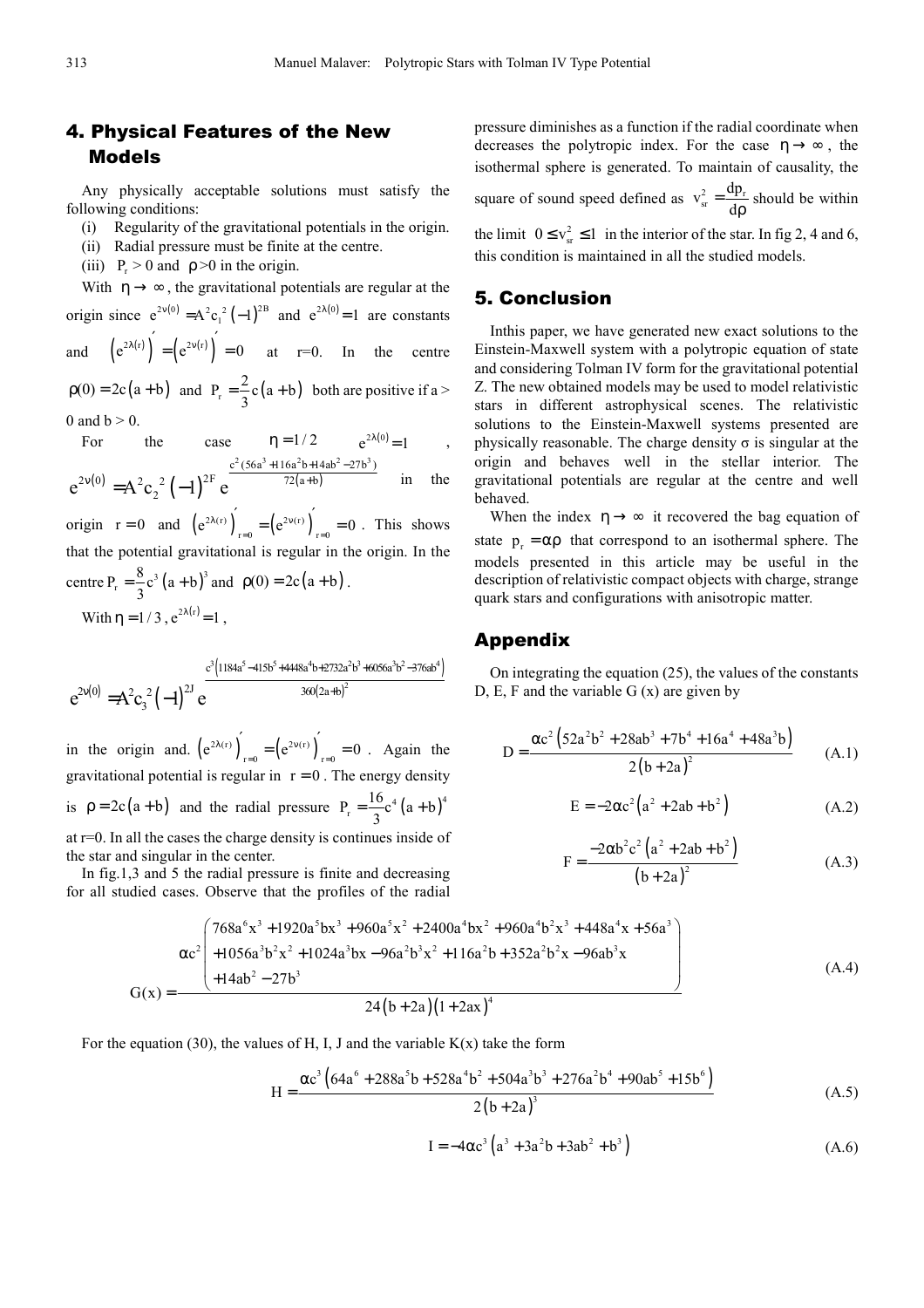## 4. Physical Features of the New Models

Any physically acceptable solutions must satisfy the following conditions:

(i) Regularity of the gravitational potentials in the origin.

(ii) Radial pressure must be finite at the centre.

(iii) $P_r > 0$ and $\rho > 0$ in the origin.

With $\eta \to \infty$, the gravitational potentials are regular at the origin since $e^{2\nu(0)} = A^2 c_1^{\;2}(-1)^{2B}$ and $e^{2\lambda(0)} = 1$ are constants and $\left(e^{2\lambda(r)}\right)' = \left(e^{2\nu(r)}\right)' = 0$ at r=0. In the centre $\rho(0) = 2c(a+b)$ and $P_r = \frac{2}{3}c(a+b)$ both are positive if a > 0 and b > 0.

For the case $\eta = 1/2$ $e^{2\lambda(0)} = 1$, $e^{2\nu(0)} = A^2 c_2^{\;2}(-1)^{2F} e^{\frac{c^2(56a^3+116a^2b+14ab^2-27b^3)}{72(a+b)}}$ in the origin $r=0$ and $\left(e^{2\lambda(r)}\right)'_{r=0} = \left(e^{2\nu(r)}\right)'_{r=0} = 0$. This shows that the potential gravitational is regular in the origin. In the centre $P_r = \frac{8}{3}c^3(a+b)^3$ and $\rho(0) = 2c(a+b)$.

With $\eta = 1/3$, $e^{2\lambda(r)} = 1$,

$$e^{2\nu(0)} = A^2 c_3^{\;2}(-1)^{2J} e^{\frac{c^3\left(1184a^5-415b^5+4448a^4b+2732a^2b^3+6056a^3b^2-376ab^4\right)}{360(2a+b)^2}}$$

in the origin and. $\left(e^{2\lambda(r)}\right)'_{r=0} = \left(e^{2\nu(r)}\right)'_{r=0} = 0$. Again the gravitational potential is regular in $r=0$. The energy density is $\rho = 2c(a+b)$ and the radial pressure $P_r = \frac{16}{3}c^4(a+b)^4$ at r=0. In all the cases the charge density is continues inside of the star and singular in the center.

In fig.1,3 and 5 the radial pressure is finite and decreasing for all studied cases. Observe that the profiles of the radial pressure diminishes as a function if the radial coordinate when decreases the polytropic index. For the case $\eta \to \infty$, the isothermal sphere is generated. To maintain of causality, the square of sound speed defined as $v_{sr}^2 = \frac{dp_r}{d\rho}$ should be within the limit $0 \le v_{sr}^2 \le 1$ in the interior of the star. In fig 2, 4 and 6, this condition is maintained in all the studied models.

## 5. Conclusion

Inthis paper, we have generated new exact solutions to the Einstein-Maxwell system with a polytropic equation of state and considering Tolman IV form for the gravitational potential Z. The new obtained models may be used to model relativistic stars in different astrophysical scenes. The relativistic solutions to the Einstein-Maxwell systems presented are physically reasonable. The charge density σ is singular at the origin and behaves well in the stellar interior. The gravitational potentials are regular at the centre and well behaved.

When the index $\eta \to \infty$ it recovered the bag equation of state $p_r = \alpha\rho$ that correspond to an isothermal sphere. The models presented in this article may be useful in the description of relativistic compact objects with charge, strange quark stars and configurations with anisotropic matter.

## Appendix

On integrating the equation (25), the values of the constants D, E, F and the variable G (x) are given by

$$D = \frac{\alpha c^2\left(52a^2b^2 + 28ab^3 + 7b^4 + 16a^4 + 48a^3b\right)}{2(b+2a)^2} \tag{A.1}$$

$$E = -2\alpha c^2\left(a^2 + 2ab + b^2\right) \tag{A.2}$$

$$F = \frac{-2\alpha b^2 c^2\left(a^2 + 2ab + b^2\right)}{(b+2a)^2} \tag{A.3}$$

$$G(x) = \frac{\alpha c^2\begin{pmatrix}768a^6x^3 + 1920a^5bx^3 + 960a^5x^2 + 2400a^4bx^2 + 960a^4b^2x^3 + 448a^4x + 56a^3\\ +1056a^3b^2x^2 + 1024a^3bx - 96a^2b^3x^2 + 116a^2b + 352a^2b^2x - 96ab^3x\\ +14ab^2 - 27b^3\end{pmatrix}}{24(b+2a)(1+2ax)^4} \tag{A.4}$$

For the equation (30), the values of H, I, J and the variable K(x) take the form

$$H = \frac{\alpha c^3\left(64a^6 + 288a^5b + 528a^4b^2 + 504a^3b^3 + 276a^2b^4 + 90ab^5 + 15b^6\right)}{2(b+2a)^3} \tag{A.5}$$

$$I = -4\alpha c^3\left(a^3 + 3a^2b + 3ab^2 + b^3\right) \tag{A.6}$$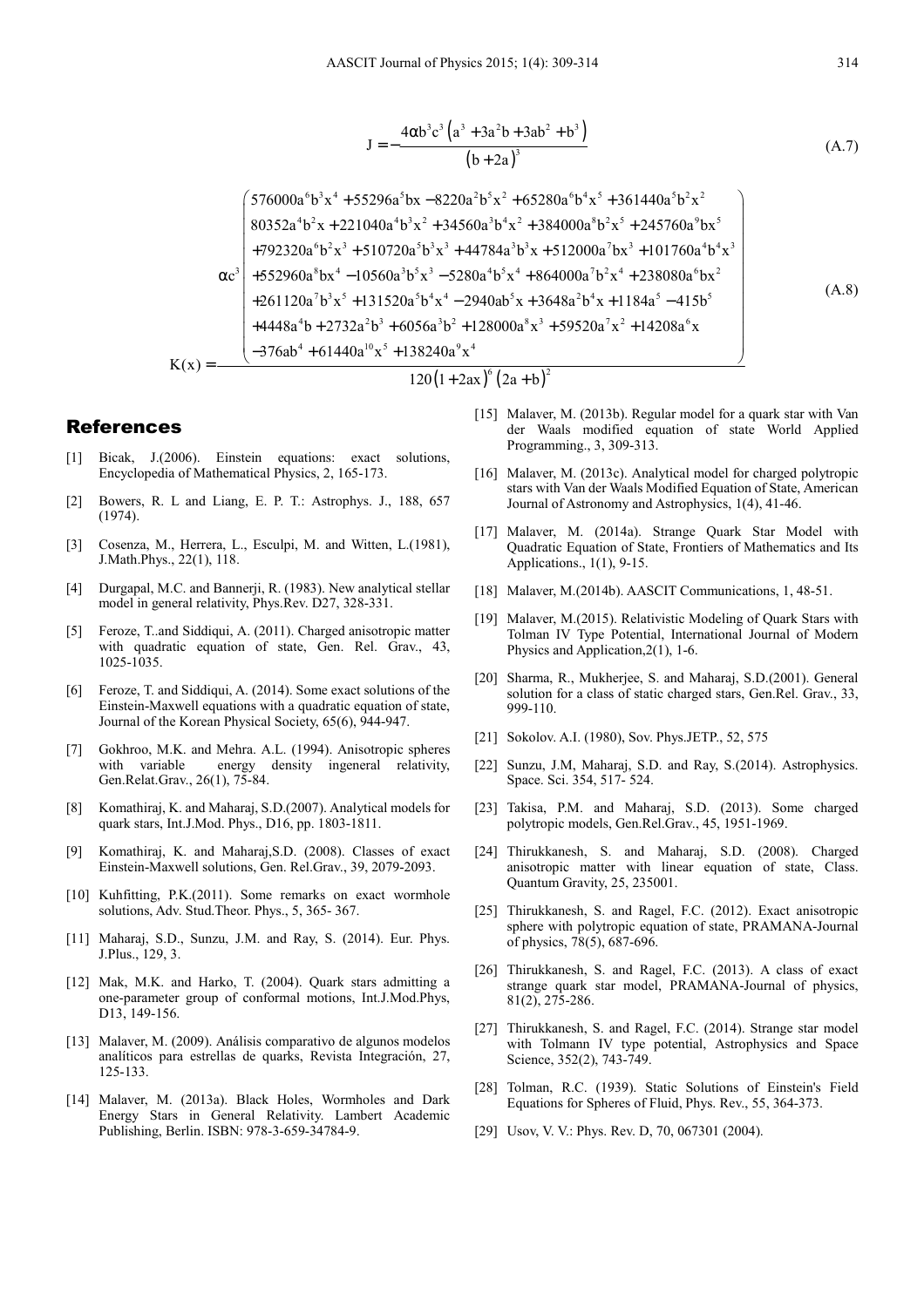$$J = -\frac{4\alpha b^3 c^3 \left(a^3 + 3a^2 b + 3ab^2 + b^3\right)}{\left(b + 2a\right)^3} \tag{A.7}$$

$$K(x) = \frac{\alpha c^3 \left(\begin{array}{l} 576000a^6b^3x^4 + 55296a^5bx - 8220a^2b^5x^2 + 65280a^6b^4x^5 + 361440a^5b^2x^2 \\ 80352a^4b^2x + 221040a^4b^3x^2 + 34560a^3b^4x^2 + 384000a^8b^2x^5 + 245760a^9bx^5 \\ + 792320a^6b^2x^3 + 510720a^5b^3x^3 + 44784a^3b^3x + 512000a^7bx^3 + 101760a^4b^4x^3 \\ + 552960a^8bx^4 - 10560a^3b^5x^3 - 5280a^4b^5x^4 + 864000a^7b^2x^4 + 238080a^6bx^2 \\ + 261120a^7b^3x^5 + 131520a^5b^4x^4 - 2940ab^5x + 3648a^2b^4x + 1184a^5 - 415b^5 \\ + 4448a^4b + 2732a^2b^3 + 6056a^3b^2 + 128000a^8x^3 + 59520a^7x^2 + 14208a^6x \\ - 376ab^4 + 61440a^{10}x^5 + 138240a^9x^4 \end{array}\right)}{120\left(1 + 2ax\right)^6 \left(2a + b\right)^2} \tag{A.8}$$

## References

[1] Bicak, J.(2006). Einstein equations: exact solutions, Encyclopedia of Mathematical Physics, 2, 165-173.

[2] Bowers, R. L and Liang, E. P. T.: Astrophys. J., 188, 657 (1974).

[3] Cosenza, M., Herrera, L., Esculpi, M. and Witten, L.(1981), J.Math.Phys., 22(1), 118.

[4] Durgapal, M.C. and Bannerji, R. (1983). New analytical stellar model in general relativity, Phys.Rev. D27, 328-331.

[5] Feroze, T..and Siddiqui, A. (2011). Charged anisotropic matter with quadratic equation of state, Gen. Rel. Grav., 43, 1025-1035.

[6] Feroze, T. and Siddiqui, A. (2014). Some exact solutions of the Einstein-Maxwell equations with a quadratic equation of state, Journal of the Korean Physical Society, 65(6), 944-947.

[7] Gokhroo, M.K. and Mehra. A.L. (1994). Anisotropic spheres with variable energy density ingeneral relativity, Gen.Relat.Grav., 26(1), 75-84.

[8] Komathiraj, K. and Maharaj, S.D.(2007). Analytical models for quark stars, Int.J.Mod. Phys., D16, pp. 1803-1811.

[9] Komathiraj, K. and Maharaj,S.D. (2008). Classes of exact Einstein-Maxwell solutions, Gen. Rel.Grav., 39, 2079-2093.

[10] Kuhfitting, P.K.(2011). Some remarks on exact wormhole solutions, Adv. Stud.Theor. Phys., 5, 365- 367.

[11] Maharaj, S.D., Sunzu, J.M. and Ray, S. (2014). Eur. Phys. J.Plus., 129, 3.

[12] Mak, M.K. and Harko, T. (2004). Quark stars admitting a one-parameter group of conformal motions, Int.J.Mod.Phys, D13, 149-156.

[13] Malaver, M. (2009). Análisis comparativo de algunos modelos analíticos para estrellas de quarks, Revista Integración, 27, 125-133.

[14] Malaver, M. (2013a). Black Holes, Wormholes and Dark Energy Stars in General Relativity. Lambert Academic Publishing, Berlin. ISBN: 978-3-659-34784-9.

[15] Malaver, M. (2013b). Regular model for a quark star with Van der Waals modified equation of state World Applied Programming., 3, 309-313.

[16] Malaver, M. (2013c). Analytical model for charged polytropic stars with Van der Waals Modified Equation of State, American Journal of Astronomy and Astrophysics, 1(4), 41-46.

[17] Malaver, M. (2014a). Strange Quark Star Model with Quadratic Equation of State, Frontiers of Mathematics and Its Applications., 1(1), 9-15.

[18] Malaver, M.(2014b). AASCIT Communications, 1, 48-51.

[19] Malaver, M.(2015). Relativistic Modeling of Quark Stars with Tolman IV Type Potential, International Journal of Modern Physics and Application,2(1), 1-6.

[20] Sharma, R., Mukherjee, S. and Maharaj, S.D.(2001). General solution for a class of static charged stars, Gen.Rel. Grav., 33, 999-110.

[21] Sokolov. A.I. (1980), Sov. Phys.JETP., 52, 575

[22] Sunzu, J.M, Maharaj, S.D. and Ray, S.(2014). Astrophysics. Space. Sci. 354, 517- 524.

[23] Takisa, P.M. and Maharaj, S.D. (2013). Some charged polytropic models, Gen.Rel.Grav., 45, 1951-1969.

[24] Thirukkanesh, S. and Maharaj, S.D. (2008). Charged anisotropic matter with linear equation of state, Class. Quantum Gravity, 25, 235001.

[25] Thirukkanesh, S. and Ragel, F.C. (2012). Exact anisotropic sphere with polytropic equation of state, PRAMANA-Journal of physics, 78(5), 687-696.

[26] Thirukkanesh, S. and Ragel, F.C. (2013). A class of exact strange quark star model, PRAMANA-Journal of physics, 81(2), 275-286.

[27] Thirukkanesh, S. and Ragel, F.C. (2014). Strange star model with Tolmann IV type potential, Astrophysics and Space Science, 352(2), 743-749.

[28] Tolman, R.C. (1939). Static Solutions of Einstein's Field Equations for Spheres of Fluid, Phys. Rev., 55, 364-373.

[29] Usov, V. V.: Phys. Rev. D, 70, 067301 (2004).